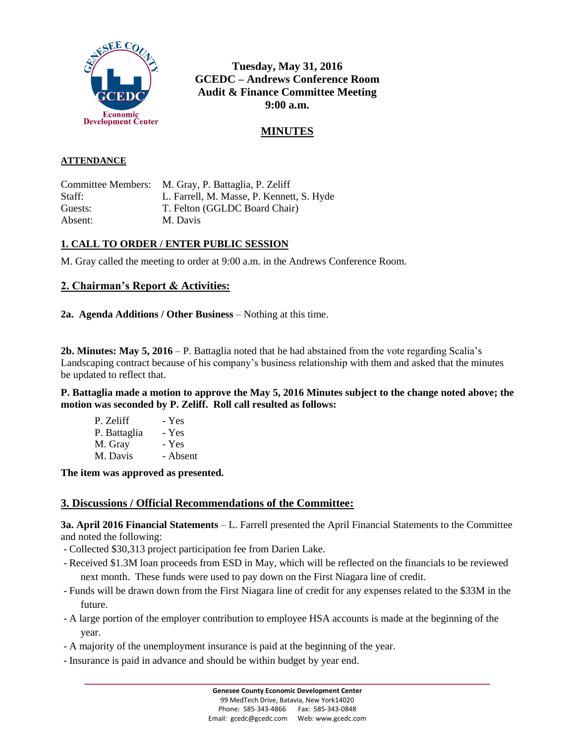**Tuesday, May 31, 2016**
**GCEDC – Andrews Conference Room**
**Audit & Finance Committee Meeting**
**9:00 a.m.**

## MINUTES

**ATTENDANCE**

| | |
|---|---|
| Committee Members: | M. Gray, P. Battaglia, P. Zeliff |
| Staff: | L. Farrell, M. Masse, P. Kennett, S. Hyde |
| Guests: | T. Felton (GGLDC Board Chair) |
| Absent: | M. Davis |

### 1. CALL TO ORDER / ENTER PUBLIC SESSION

M. Gray called the meeting to order at 9:00 a.m. in the Andrews Conference Room.

### 2. Chairman's Report & Activities:

**2a. Agenda Additions / Other Business** – Nothing at this time.

**2b. Minutes: May 5, 2016** – P. Battaglia noted that he had abstained from the vote regarding Scalia's Landscaping contract because of his company's business relationship with them and asked that the minutes be updated to reflect that.

**P. Battaglia made a motion to approve the May 5, 2016 Minutes subject to the change noted above; the motion was seconded by P. Zeliff. Roll call resulted as follows:**

| | |
|---|---|
| P. Zeliff | - Yes |
| P. Battaglia | - Yes |
| M. Gray | - Yes |
| M. Davis | - Absent |

**The item was approved as presented.**

### 3. Discussions / Official Recommendations of the Committee:

**3a. April 2016 Financial Statements** – L. Farrell presented the April Financial Statements to the Committee and noted the following:

- Collected $30,313 project participation fee from Darien Lake.
- Received $1.3M loan proceeds from ESD in May, which will be reflected on the financials to be reviewed next month. These funds were used to pay down on the First Niagara line of credit.
- Funds will be drawn down from the First Niagara line of credit for any expenses related to the $33M in the future.
- A large portion of the employer contribution to employee HSA accounts is made at the beginning of the year.
- A majority of the unemployment insurance is paid at the beginning of the year.
- Insurance is paid in advance and should be within budget by year end.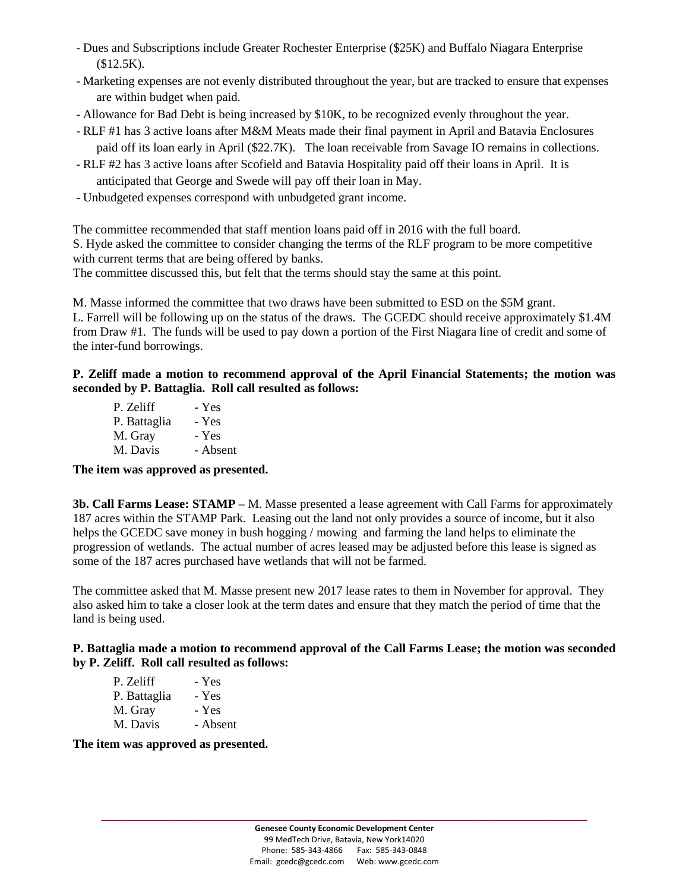- Dues and Subscriptions include Greater Rochester Enterprise ($25K) and Buffalo Niagara Enterprise ($12.5K).
- Marketing expenses are not evenly distributed throughout the year, but are tracked to ensure that expenses are within budget when paid.
- Allowance for Bad Debt is being increased by $10K, to be recognized evenly throughout the year.
- RLF #1 has 3 active loans after M&M Meats made their final payment in April and Batavia Enclosures paid off its loan early in April ($22.7K). The loan receivable from Savage IO remains in collections.
- RLF #2 has 3 active loans after Scofield and Batavia Hospitality paid off their loans in April. It is anticipated that George and Swede will pay off their loan in May.
- Unbudgeted expenses correspond with unbudgeted grant income.

The committee recommended that staff mention loans paid off in 2016 with the full board.
S. Hyde asked the committee to consider changing the terms of the RLF program to be more competitive with current terms that are being offered by banks.
The committee discussed this, but felt that the terms should stay the same at this point.

M. Masse informed the committee that two draws have been submitted to ESD on the $5M grant.
L. Farrell will be following up on the status of the draws. The GCEDC should receive approximately $1.4M from Draw #1. The funds will be used to pay down a portion of the First Niagara line of credit and some of the inter-fund borrowings.

**P. Zeliff made a motion to recommend approval of the April Financial Statements; the motion was seconded by P. Battaglia. Roll call resulted as follows:**

P. Zeliff - Yes
P. Battaglia - Yes
M. Gray - Yes
M. Davis - Absent

**The item was approved as presented.**

**3b. Call Farms Lease: STAMP –** M. Masse presented a lease agreement with Call Farms for approximately 187 acres within the STAMP Park. Leasing out the land not only provides a source of income, but it also helps the GCEDC save money in bush hogging / mowing and farming the land helps to eliminate the progression of wetlands. The actual number of acres leased may be adjusted before this lease is signed as some of the 187 acres purchased have wetlands that will not be farmed.

The committee asked that M. Masse present new 2017 lease rates to them in November for approval. They also asked him to take a closer look at the term dates and ensure that they match the period of time that the land is being used.

**P. Battaglia made a motion to recommend approval of the Call Farms Lease; the motion was seconded by P. Zeliff. Roll call resulted as follows:**

P. Zeliff - Yes
P. Battaglia - Yes
M. Gray - Yes
M. Davis - Absent

**The item was approved as presented.**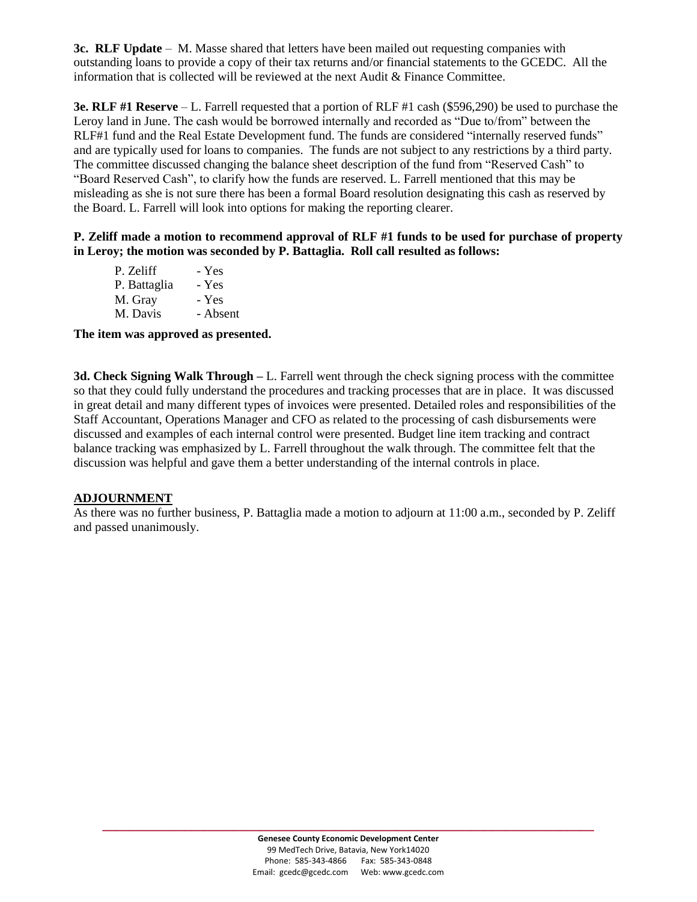**3c. RLF Update** – M. Masse shared that letters have been mailed out requesting companies with outstanding loans to provide a copy of their tax returns and/or financial statements to the GCEDC. All the information that is collected will be reviewed at the next Audit & Finance Committee.

**3e. RLF #1 Reserve** – L. Farrell requested that a portion of RLF #1 cash ($596,290) be used to purchase the Leroy land in June. The cash would be borrowed internally and recorded as "Due to/from" between the RLF#1 fund and the Real Estate Development fund. The funds are considered "internally reserved funds" and are typically used for loans to companies. The funds are not subject to any restrictions by a third party. The committee discussed changing the balance sheet description of the fund from "Reserved Cash" to "Board Reserved Cash", to clarify how the funds are reserved. L. Farrell mentioned that this may be misleading as she is not sure there has been a formal Board resolution designating this cash as reserved by the Board. L. Farrell will look into options for making the reporting clearer.

**P. Zeliff made a motion to recommend approval of RLF #1 funds to be used for purchase of property in Leroy; the motion was seconded by P. Battaglia. Roll call resulted as follows:**

P. Zeliff - Yes
P. Battaglia - Yes
M. Gray - Yes
M. Davis - Absent

**The item was approved as presented.**

**3d. Check Signing Walk Through –** L. Farrell went through the check signing process with the committee so that they could fully understand the procedures and tracking processes that are in place. It was discussed in great detail and many different types of invoices were presented. Detailed roles and responsibilities of the Staff Accountant, Operations Manager and CFO as related to the processing of cash disbursements were discussed and examples of each internal control were presented. Budget line item tracking and contract balance tracking was emphasized by L. Farrell throughout the walk through. The committee felt that the discussion was helpful and gave them a better understanding of the internal controls in place.

## ADJOURNMENT

As there was no further business, P. Battaglia made a motion to adjourn at 11:00 a.m., seconded by P. Zeliff and passed unanimously.